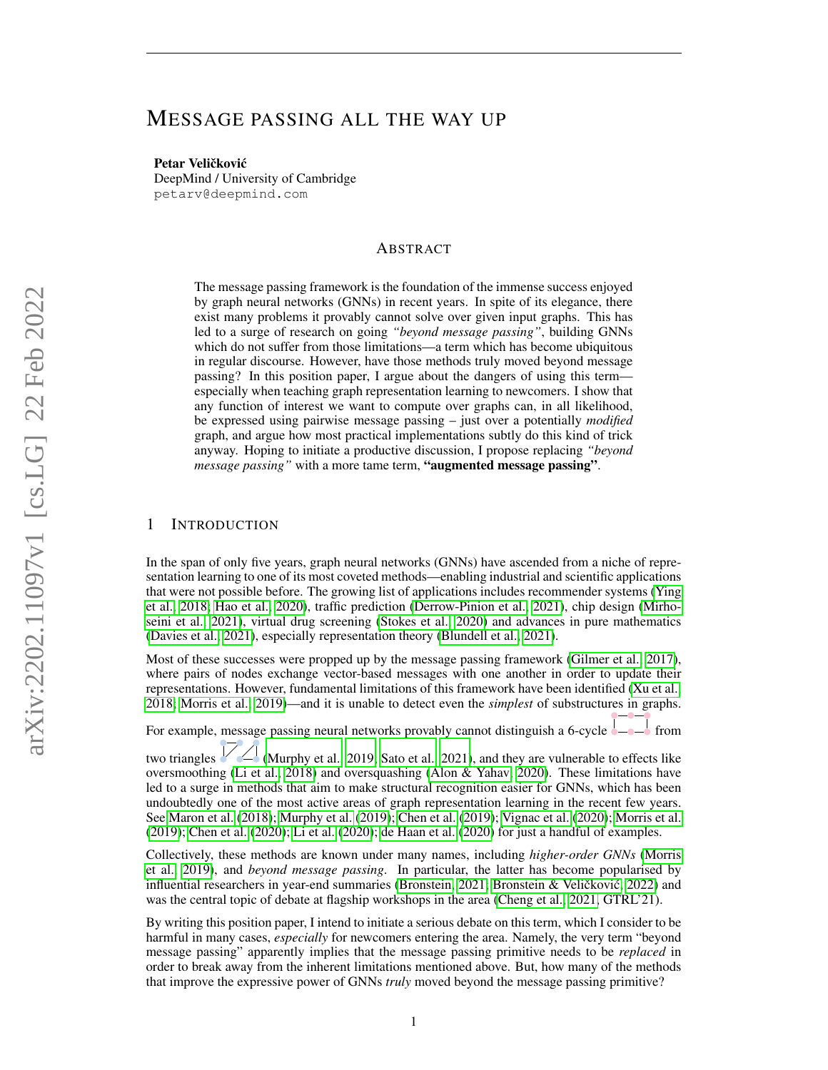# MESSAGE PASSING ALL THE WAY UP

**Petar Veličković**
DeepMind / University of Cambridge
petarv@deepmind.com

## ABSTRACT

The message passing framework is the foundation of the immense success enjoyed by graph neural networks (GNNs) in recent years. In spite of its elegance, there exist many problems it provably cannot solve over given input graphs. This has led to a surge of research on going *"beyond message passing"*, building GNNs which do not suffer from those limitations—a term which has become ubiquitous in regular discourse. However, have those methods truly moved beyond message passing? In this position paper, I argue about the dangers of using this term—especially when teaching graph representation learning to newcomers. I show that any function of interest we want to compute over graphs can, in all likelihood, be expressed using pairwise message passing – just over a potentially *modified* graph, and argue how most practical implementations subtly do this kind of trick anyway. Hoping to initiate a productive discussion, I propose replacing *"beyond message passing"* with a more tame term, **"augmented message passing"**.

## 1 INTRODUCTION

In the span of only five years, graph neural networks (GNNs) have ascended from a niche of representation learning to one of its most coveted methods—enabling industrial and scientific applications that were not possible before. The growing list of applications includes recommender systems (Ying et al., 2018; Hao et al., 2020), traffic prediction (Derrow-Pinion et al., 2021), chip design (Mirhoseini et al., 2021), virtual drug screening (Stokes et al., 2020) and advances in pure mathematics (Davies et al., 2021), especially representation theory (Blundell et al., 2021).

Most of these successes were propped up by the message passing framework (Gilmer et al., 2017), where pairs of nodes exchange vector-based messages with one another in order to update their representations. However, fundamental limitations of this framework have been identified (Xu et al., 2018; Morris et al., 2019)—and it is unable to detect even the *simplest* of substructures in graphs. For example, message passing neural networks provably cannot distinguish a 6-cycle from two triangles (Murphy et al., 2019; Sato et al., 2021), and they are vulnerable to effects like oversmoothing (Li et al., 2018) and oversquashing (Alon & Yahav, 2020). These limitations have led to a surge in methods that aim to make structural recognition easier for GNNs, which has been undoubtedly one of the most active areas of graph representation learning in the recent few years. See Maron et al. (2018); Murphy et al. (2019); Chen et al. (2019); Vignac et al. (2020); Morris et al. (2019); Chen et al. (2020); Li et al. (2020); de Haan et al. (2020) for just a handful of examples.

Collectively, these methods are known under many names, including *higher-order GNNs* (Morris et al., 2019), and *beyond message passing*. In particular, the latter has become popularised by influential researchers in year-end summaries (Bronstein, 2021; Bronstein & Veličković, 2022) and was the central topic of debate at flagship workshops in the area (Cheng et al., 2021, GTRL'21).

By writing this position paper, I intend to initiate a serious debate on this term, which I consider to be harmful in many cases, *especially* for newcomers entering the area. Namely, the very term "beyond message passing" apparently implies that the message passing primitive needs to be *replaced* in order to break away from the inherent limitations mentioned above. But, how many of the methods that improve the expressive power of GNNs *truly* moved beyond the message passing primitive?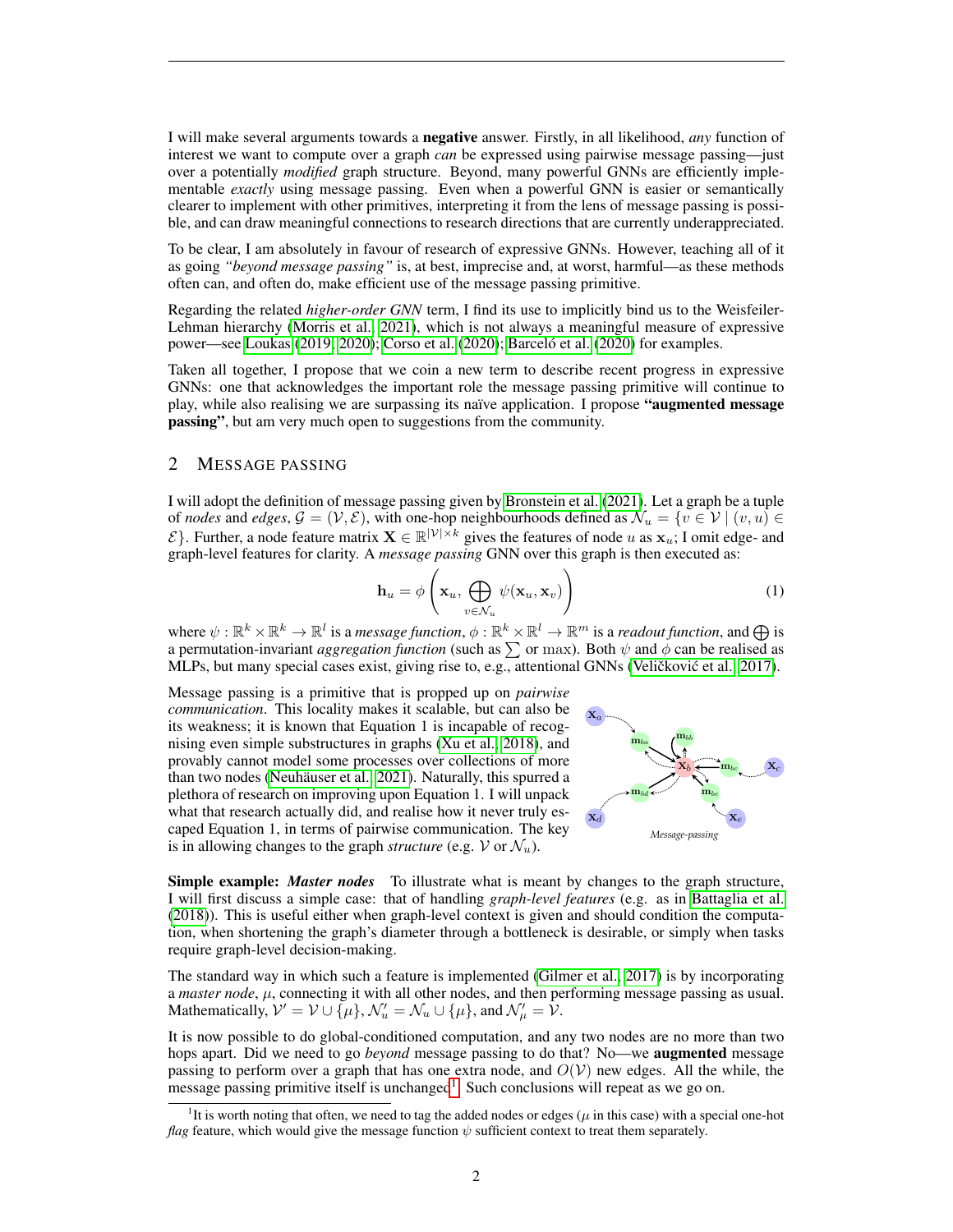I will make several arguments towards a **negative** answer. Firstly, in all likelihood, *any* function of interest we want to compute over a graph *can* be expressed using pairwise message passing—just over a potentially *modified* graph structure. Beyond, many powerful GNNs are efficiently implementable *exactly* using message passing. Even when a powerful GNN is easier or semantically clearer to implement with other primitives, interpreting it from the lens of message passing is possible, and can draw meaningful connections to research directions that are currently underappreciated.

To be clear, I am absolutely in favour of research of expressive GNNs. However, teaching all of it as going *"beyond message passing"* is, at best, imprecise and, at worst, harmful—as these methods often can, and often do, make efficient use of the message passing primitive.

Regarding the related *higher-order GNN* term, I find its use to implicitly bind us to the Weisfeiler-Lehman hierarchy (Morris et al., 2021), which is not always a meaningful measure of expressive power—see Loukas (2019; 2020); Corso et al. (2020); Barceló et al. (2020) for examples.

Taken all together, I propose that we coin a new term to describe recent progress in expressive GNNs: one that acknowledges the important role the message passing primitive will continue to play, while also realising we are surpassing its naïve application. I propose **"augmented message passing"**, but am very much open to suggestions from the community.

## 2 Message passing

I will adopt the definition of message passing given by Bronstein et al. (2021). Let a graph be a tuple of *nodes* and *edges*, $\mathcal{G} = (\mathcal{V}, \mathcal{E})$, with one-hop neighbourhoods defined as $\mathcal{N}_u = \{v \in \mathcal{V} \mid (v, u) \in \mathcal{E}\}$. Further, a node feature matrix $\mathbf{X} \in \mathbb{R}^{|\mathcal{V}| \times k}$ gives the features of node $u$ as $\mathbf{x}_u$; I omit edge- and graph-level features for clarity. A *message passing* GNN over this graph is then executed as:

$$\mathbf{h}_u = \phi\left(\mathbf{x}_u, \bigoplus_{v \in \mathcal{N}_u} \psi(\mathbf{x}_u, \mathbf{x}_v)\right) \tag{1}$$

where $\psi : \mathbb{R}^k \times \mathbb{R}^k \to \mathbb{R}^l$ is a *message function*, $\phi : \mathbb{R}^k \times \mathbb{R}^l \to \mathbb{R}^m$ is a *readout function*, and $\bigoplus$ is a permutation-invariant *aggregation function* (such as $\sum$ or $\max$). Both $\psi$ and $\phi$ can be realised as MLPs, but many special cases exist, giving rise to, e.g., attentional GNNs (Veličković et al., 2017).

Message passing is a primitive that is propped up on *pairwise communication*. This locality makes it scalable, but can also be its weakness; it is known that Equation 1 is incapable of recognising even simple substructures in graphs (Xu et al., 2018), and provably cannot model some processes over collections of more than two nodes (Neuhäuser et al., 2021). Naturally, this spurred a plethora of research on improving upon Equation 1. I will unpack what that research actually did, and realise how it never truly escaped Equation 1, in terms of pairwise communication. The key is in allowing changes to the graph *structure* (e.g. $\mathcal{V}$ or $\mathcal{N}_u$).

*Message-passing*

**Simple example: *Master nodes*** To illustrate what is meant by changes to the graph structure, I will first discuss a simple case: that of handling *graph-level features* (e.g. as in Battaglia et al. (2018)). This is useful either when graph-level context is given and should condition the computation, when shortening the graph's diameter through a bottleneck is desirable, or simply when tasks require graph-level decision-making.

The standard way in which such a feature is implemented (Gilmer et al., 2017) is by incorporating a *master node*, $\mu$, connecting it with all other nodes, and then performing message passing as usual. Mathematically, $\mathcal{V}' = \mathcal{V} \cup \{\mu\}$, $\mathcal{N}'_u = \mathcal{N}_u \cup \{\mu\}$, and $\mathcal{N}'_\mu = \mathcal{V}$.

It is now possible to do global-conditioned computation, and any two nodes are no more than two hops apart. Did we need to go *beyond* message passing to do that? No—we **augmented** message passing to perform over a graph that has one extra node, and $O(\mathcal{V})$ new edges. All the while, the message passing primitive itself is unchanged[1]. Such conclusions will repeat as we go on.

[1] It is worth noting that often, we need to tag the added nodes or edges ($\mu$ in this case) with a special one-hot *flag* feature, which would give the message function $\psi$ sufficient context to treat them separately.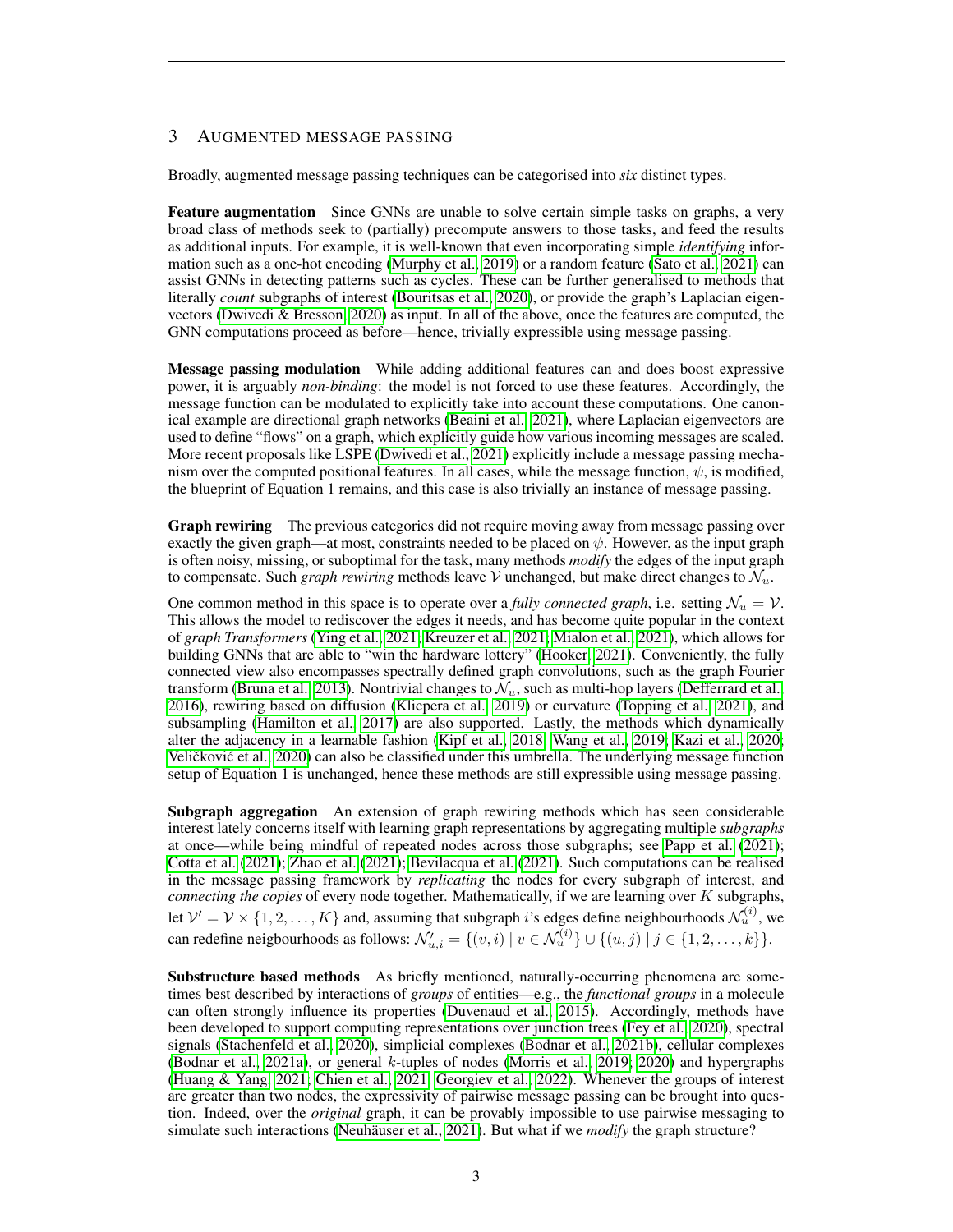## 3 AUGMENTED MESSAGE PASSING

Broadly, augmented message passing techniques can be categorised into *six* distinct types.

**Feature augmentation** Since GNNs are unable to solve certain simple tasks on graphs, a very broad class of methods seek to (partially) precompute answers to those tasks, and feed the results as additional inputs. For example, it is well-known that even incorporating simple *identifying* information such as a one-hot encoding (Murphy et al., 2019) or a random feature (Sato et al., 2021) can assist GNNs in detecting patterns such as cycles. These can be further generalised to methods that literally *count* subgraphs of interest (Bouritsas et al., 2020), or provide the graph's Laplacian eigenvectors (Dwivedi & Bresson, 2020) as input. In all of the above, once the features are computed, the GNN computations proceed as before—hence, trivially expressible using message passing.

**Message passing modulation** While adding additional features can and does boost expressive power, it is arguably *non-binding*: the model is not forced to use these features. Accordingly, the message function can be modulated to explicitly take into account these computations. One canonical example are directional graph networks (Beaini et al., 2021), where Laplacian eigenvectors are used to define "flows" on a graph, which explicitly guide how various incoming messages are scaled. More recent proposals like LSPE (Dwivedi et al., 2021) explicitly include a message passing mechanism over the computed positional features. In all cases, while the message function, $\psi$, is modified, the blueprint of Equation 1 remains, and this case is also trivially an instance of message passing.

**Graph rewiring** The previous categories did not require moving away from message passing over exactly the given graph—at most, constraints needed to be placed on $\psi$. However, as the input graph is often noisy, missing, or suboptimal for the task, many methods *modify* the edges of the input graph to compensate. Such *graph rewiring* methods leave $\mathcal{V}$ unchanged, but make direct changes to $\mathcal{N}_u$.

One common method in this space is to operate over a *fully connected graph*, i.e. setting $\mathcal{N}_u = \mathcal{V}$. This allows the model to rediscover the edges it needs, and has become quite popular in the context of *graph Transformers* (Ying et al., 2021; Kreuzer et al., 2021; Mialon et al., 2021), which allows for building GNNs that are able to "win the hardware lottery" (Hooker, 2021). Conveniently, the fully connected view also encompasses spectrally defined graph convolutions, such as the graph Fourier transform (Bruna et al., 2013). Nontrivial changes to $\mathcal{N}_u$, such as multi-hop layers (Defferrard et al., 2016), rewiring based on diffusion (Klicpera et al., 2019) or curvature (Topping et al., 2021), and subsampling (Hamilton et al., 2017) are also supported. Lastly, the methods which dynamically alter the adjacency in a learnable fashion (Kipf et al., 2018; Wang et al., 2019; Kazi et al., 2020; Veličković et al., 2020) can also be classified under this umbrella. The underlying message function setup of Equation 1 is unchanged, hence these methods are still expressible using message passing.

**Subgraph aggregation** An extension of graph rewiring methods which has seen considerable interest lately concerns itself with learning graph representations by aggregating multiple *subgraphs* at once—while being mindful of repeated nodes across those subgraphs; see Papp et al. (2021); Cotta et al. (2021); Zhao et al. (2021); Bevilacqua et al. (2021). Such computations can be realised in the message passing framework by *replicating* the nodes for every subgraph of interest, and *connecting the copies* of every node together. Mathematically, if we are learning over $K$ subgraphs, let $\mathcal{V}' = \mathcal{V} \times \{1, 2, \ldots, K\}$ and, assuming that subgraph $i$'s edges define neighbourhoods $\mathcal{N}_u^{(i)}$, we can redefine neigbourhoods as follows: $\mathcal{N}'_{u,i} = \{(v, i) \mid v \in \mathcal{N}_u^{(i)}\} \cup \{(u, j) \mid j \in \{1, 2, \ldots, k\}\}$.

**Substructure based methods** As briefly mentioned, naturally-occurring phenomena are sometimes best described by interactions of *groups* of entities—e.g., the *functional groups* in a molecule can often strongly influence its properties (Duvenaud et al., 2015). Accordingly, methods have been developed to support computing representations over junction trees (Fey et al., 2020), spectral signals (Stachenfeld et al., 2020), simplicial complexes (Bodnar et al., 2021b), cellular complexes (Bodnar et al., 2021a), or general $k$-tuples of nodes (Morris et al., 2019; 2020) and hypergraphs (Huang & Yang, 2021; Chien et al., 2021; Georgiev et al., 2022). Whenever the groups of interest are greater than two nodes, the expressivity of pairwise message passing can be brought into question. Indeed, over the *original* graph, it can be provably impossible to use pairwise messaging to simulate such interactions (Neuhäuser et al., 2021). But what if we *modify* the graph structure?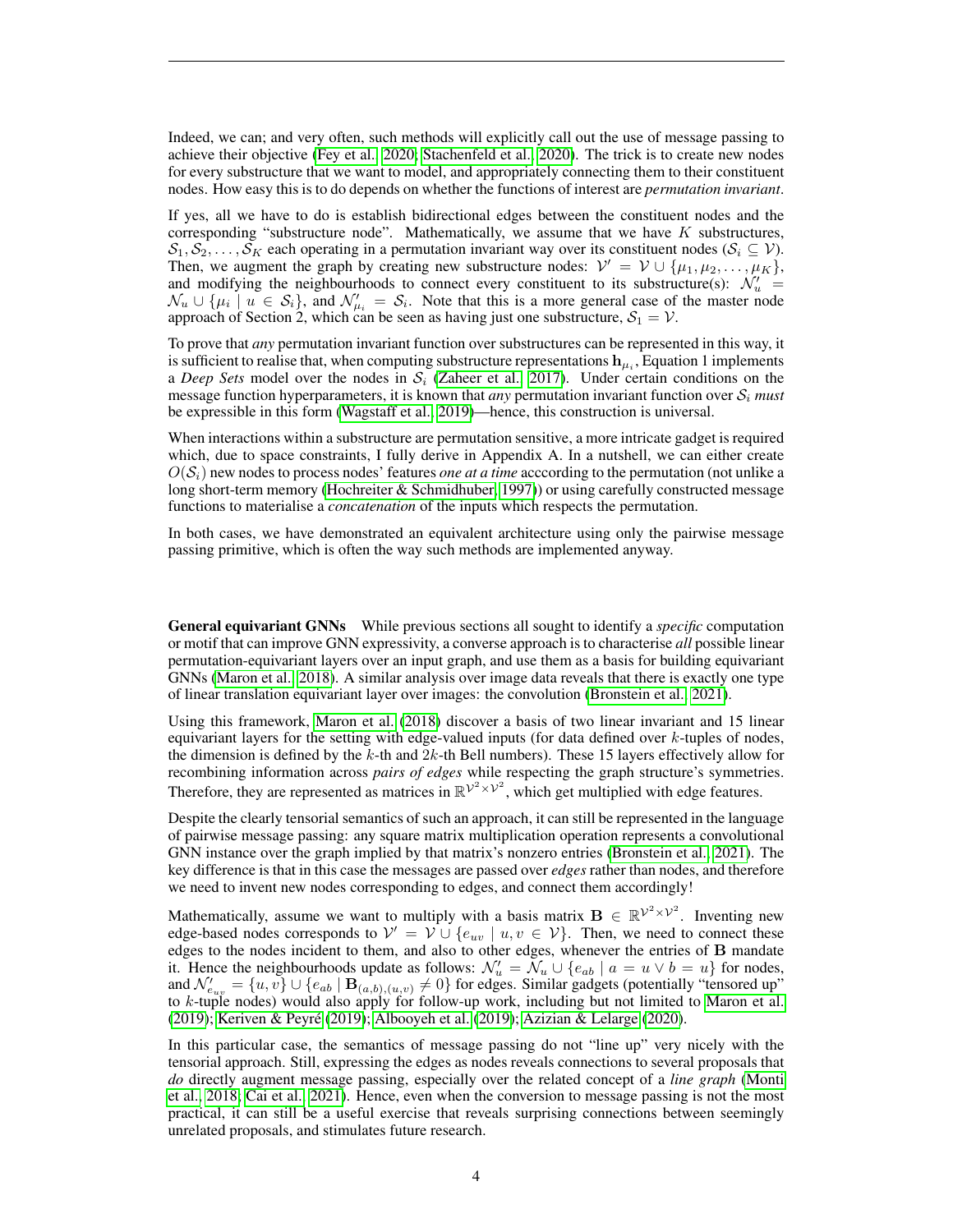Indeed, we can; and very often, such methods will explicitly call out the use of message passing to achieve their objective (Fey et al., 2020; Stachenfeld et al., 2020). The trick is to create new nodes for every substructure that we want to model, and appropriately connecting them to their constituent nodes. How easy this is to do depends on whether the functions of interest are *permutation invariant*.

If yes, all we have to do is establish bidirectional edges between the constituent nodes and the corresponding "substructure node". Mathematically, we assume that we have $K$ substructures, $\mathcal{S}_1, \mathcal{S}_2, \ldots, \mathcal{S}_K$ each operating in a permutation invariant way over its constituent nodes ($\mathcal{S}_i \subseteq \mathcal{V}$). Then, we augment the graph by creating new substructure nodes: $\mathcal{V}' = \mathcal{V} \cup \{\mu_1, \mu_2, \ldots, \mu_K\}$, and modifying the neighbourhoods to connect every constituent to its substructure(s): $\mathcal{N}'_u = \mathcal{N}_u \cup \{\mu_i \mid u \in \mathcal{S}_i\}$, and $\mathcal{N}'_{\mu_i} = \mathcal{S}_i$. Note that this is a more general case of the master node approach of Section 2, which can be seen as having just one substructure, $\mathcal{S}_1 = \mathcal{V}$.

To prove that *any* permutation invariant function over substructures can be represented in this way, it is sufficient to realise that, when computing substructure representations $\mathbf{h}_{\mu_i}$, Equation 1 implements a *Deep Sets* model over the nodes in $\mathcal{S}_i$ (Zaheer et al., 2017). Under certain conditions on the message function hyperparameters, it is known that *any* permutation invariant function over $\mathcal{S}_i$ *must* be expressible in this form (Wagstaff et al., 2019)—hence, this construction is universal.

When interactions within a substructure are permutation sensitive, a more intricate gadget is required which, due to space constraints, I fully derive in Appendix A. In a nutshell, we can either create $O(\mathcal{S}_i)$ new nodes to process nodes' features *one at a time* acccording to the permutation (not unlike a long short-term memory (Hochreiter & Schmidhuber, 1997)) or using carefully constructed message functions to materialise a *concatenation* of the inputs which respects the permutation.

In both cases, we have demonstrated an equivalent architecture using only the pairwise message passing primitive, which is often the way such methods are implemented anyway.

**General equivariant GNNs** While previous sections all sought to identify a *specific* computation or motif that can improve GNN expressivity, a converse approach is to characterise *all* possible linear permutation-equivariant layers over an input graph, and use them as a basis for building equivariant GNNs (Maron et al., 2018). A similar analysis over image data reveals that there is exactly one type of linear translation equivariant layer over images: the convolution (Bronstein et al., 2021).

Using this framework, Maron et al. (2018) discover a basis of two linear invariant and 15 linear equivariant layers for the setting with edge-valued inputs (for data defined over $k$-tuples of nodes, the dimension is defined by the $k$-th and $2k$-th Bell numbers). These 15 layers effectively allow for recombining information across *pairs of edges* while respecting the graph structure's symmetries. Therefore, they are represented as matrices in $\mathbb{R}^{\mathcal{V}^2 \times \mathcal{V}^2}$, which get multiplied with edge features.

Despite the clearly tensorial semantics of such an approach, it can still be represented in the language of pairwise message passing: any square matrix multiplication operation represents a convolutional GNN instance over the graph implied by that matrix's nonzero entries (Bronstein et al., 2021). The key difference is that in this case the messages are passed over *edges* rather than nodes, and therefore we need to invent new nodes corresponding to edges, and connect them accordingly!

Mathematically, assume we want to multiply with a basis matrix $\mathbf{B} \in \mathbb{R}^{\mathcal{V}^2 \times \mathcal{V}^2}$. Inventing new edge-based nodes corresponds to $\mathcal{V}' = \mathcal{V} \cup \{e_{uv} \mid u, v \in \mathcal{V}\}$. Then, we need to connect these edges to the nodes incident to them, and also to other edges, whenever the entries of $\mathbf{B}$ mandate it. Hence the neighbourhoods update as follows: $\mathcal{N}'_u = \mathcal{N}_u \cup \{e_{ab} \mid a = u \vee b = u\}$ for nodes, and $\mathcal{N}'_{e_{uv}} = \{u, v\} \cup \{e_{ab} \mid \mathbf{B}_{(a,b),(u,v)} \neq 0\}$ for edges. Similar gadgets (potentially "tensored up" to $k$-tuple nodes) would also apply for follow-up work, including but not limited to Maron et al. (2019); Keriven & Peyré (2019); Albooyeh et al. (2019); Azizian & Lelarge (2020).

In this particular case, the semantics of message passing do not "line up" very nicely with the tensorial approach. Still, expressing the edges as nodes reveals connections to several proposals that *do* directly augment message passing, especially over the related concept of a *line graph* (Monti et al., 2018; Cai et al., 2021). Hence, even when the conversion to message passing is not the most practical, it can still be a useful exercise that reveals surprising connections between seemingly unrelated proposals, and stimulates future research.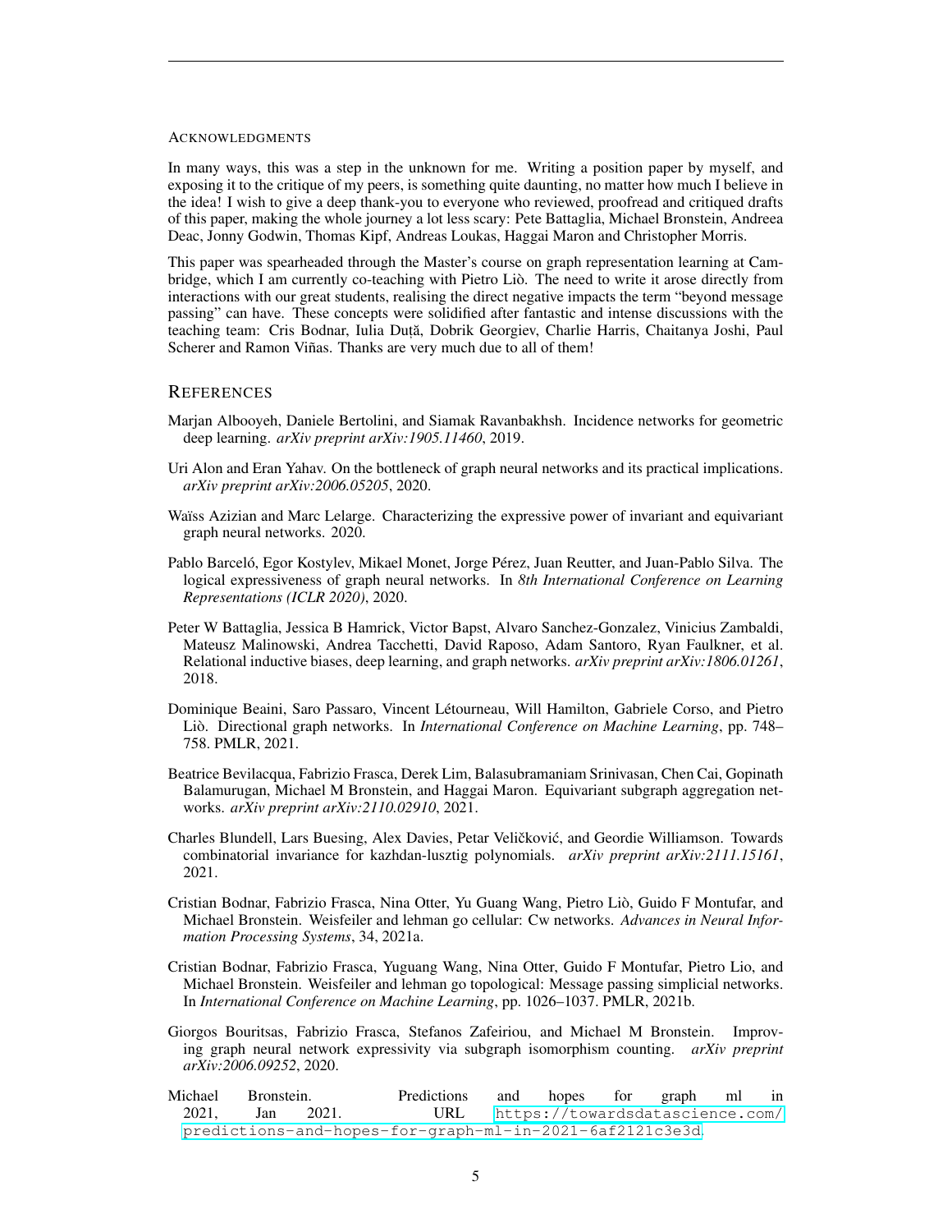#### Acknowledgments

In many ways, this was a step in the unknown for me. Writing a position paper by myself, and exposing it to the critique of my peers, is something quite daunting, no matter how much I believe in the idea! I wish to give a deep thank-you to everyone who reviewed, proofread and critiqued drafts of this paper, making the whole journey a lot less scary: Pete Battaglia, Michael Bronstein, Andreea Deac, Jonny Godwin, Thomas Kipf, Andreas Loukas, Haggai Maron and Christopher Morris.

This paper was spearheaded through the Master's course on graph representation learning at Cambridge, which I am currently co-teaching with Pietro Liò. The need to write it arose directly from interactions with our great students, realising the direct negative impacts the term "beyond message passing" can have. These concepts were solidified after fantastic and intense discussions with the teaching team: Cris Bodnar, Iulia Duță, Dobrik Georgiev, Charlie Harris, Chaitanya Joshi, Paul Scherer and Ramon Viñas. Thanks are very much due to all of them!

## References

Marjan Albooyeh, Daniele Bertolini, and Siamak Ravanbakhsh. Incidence networks for geometric deep learning. *arXiv preprint arXiv:1905.11460*, 2019.

Uri Alon and Eran Yahav. On the bottleneck of graph neural networks and its practical implications. *arXiv preprint arXiv:2006.05205*, 2020.

Waïss Azizian and Marc Lelarge. Characterizing the expressive power of invariant and equivariant graph neural networks. 2020.

Pablo Barceló, Egor Kostylev, Mikael Monet, Jorge Pérez, Juan Reutter, and Juan-Pablo Silva. The logical expressiveness of graph neural networks. In *8th International Conference on Learning Representations (ICLR 2020)*, 2020.

Peter W Battaglia, Jessica B Hamrick, Victor Bapst, Alvaro Sanchez-Gonzalez, Vinicius Zambaldi, Mateusz Malinowski, Andrea Tacchetti, David Raposo, Adam Santoro, Ryan Faulkner, et al. Relational inductive biases, deep learning, and graph networks. *arXiv preprint arXiv:1806.01261*, 2018.

Dominique Beaini, Saro Passaro, Vincent Létourneau, Will Hamilton, Gabriele Corso, and Pietro Liò. Directional graph networks. In *International Conference on Machine Learning*, pp. 748–758. PMLR, 2021.

Beatrice Bevilacqua, Fabrizio Frasca, Derek Lim, Balasubramaniam Srinivasan, Chen Cai, Gopinath Balamurugan, Michael M Bronstein, and Haggai Maron. Equivariant subgraph aggregation networks. *arXiv preprint arXiv:2110.02910*, 2021.

Charles Blundell, Lars Buesing, Alex Davies, Petar Veličković, and Geordie Williamson. Towards combinatorial invariance for kazhdan-lusztig polynomials. *arXiv preprint arXiv:2111.15161*, 2021.

Cristian Bodnar, Fabrizio Frasca, Nina Otter, Yu Guang Wang, Pietro Liò, Guido F Montufar, and Michael Bronstein. Weisfeiler and lehman go cellular: Cw networks. *Advances in Neural Information Processing Systems*, 34, 2021a.

Cristian Bodnar, Fabrizio Frasca, Yuguang Wang, Nina Otter, Guido F Montufar, Pietro Lio, and Michael Bronstein. Weisfeiler and lehman go topological: Message passing simplicial networks. In *International Conference on Machine Learning*, pp. 1026–1037. PMLR, 2021b.

Giorgos Bouritsas, Fabrizio Frasca, Stefanos Zafeiriou, and Michael M Bronstein. Improving graph neural network expressivity via subgraph isomorphism counting. *arXiv preprint arXiv:2006.09252*, 2020.

Michael Bronstein. Predictions and hopes for graph ml in 2021, Jan 2021. URL https://towardsdatascience.com/predictions-and-hopes-for-graph-ml-in-2021-6af2121c3e3d.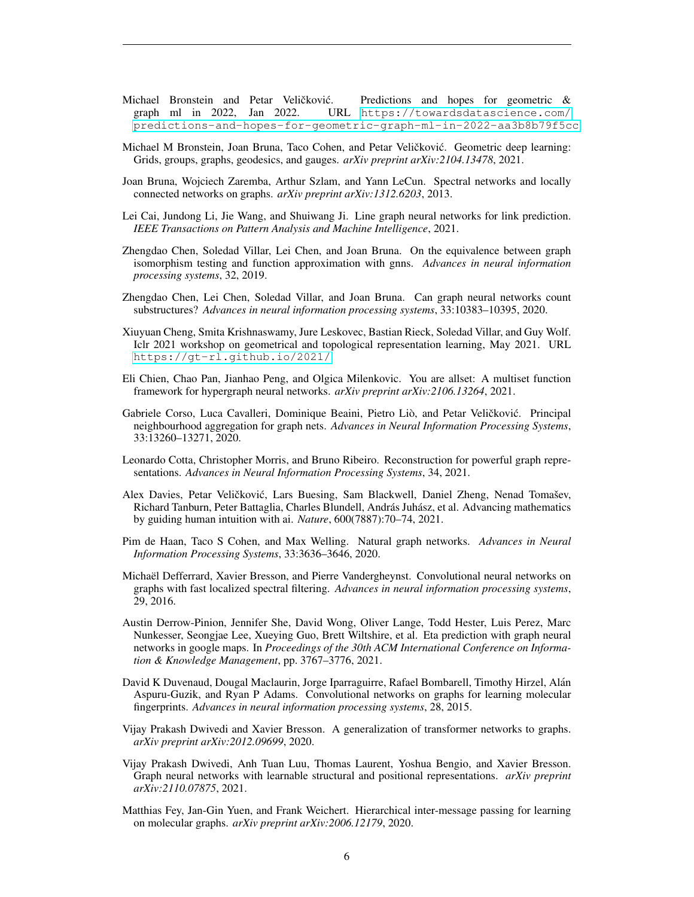Michael Bronstein and Petar Veličković. Predictions and hopes for geometric & graph ml in 2022, Jan 2022. URL https://towardsdatascience.com/predictions-and-hopes-for-geometric-graph-ml-in-2022-aa3b8b79f5cc.

Michael M Bronstein, Joan Bruna, Taco Cohen, and Petar Veličković. Geometric deep learning: Grids, groups, graphs, geodesics, and gauges. *arXiv preprint arXiv:2104.13478*, 2021.

Joan Bruna, Wojciech Zaremba, Arthur Szlam, and Yann LeCun. Spectral networks and locally connected networks on graphs. *arXiv preprint arXiv:1312.6203*, 2013.

Lei Cai, Jundong Li, Jie Wang, and Shuiwang Ji. Line graph neural networks for link prediction. *IEEE Transactions on Pattern Analysis and Machine Intelligence*, 2021.

Zhengdao Chen, Soledad Villar, Lei Chen, and Joan Bruna. On the equivalence between graph isomorphism testing and function approximation with gnns. *Advances in neural information processing systems*, 32, 2019.

Zhengdao Chen, Lei Chen, Soledad Villar, and Joan Bruna. Can graph neural networks count substructures? *Advances in neural information processing systems*, 33:10383–10395, 2020.

Xiuyuan Cheng, Smita Krishnaswamy, Jure Leskovec, Bastian Rieck, Soledad Villar, and Guy Wolf. Iclr 2021 workshop on geometrical and topological representation learning, May 2021. URL https://gt-rl.github.io/2021/.

Eli Chien, Chao Pan, Jianhao Peng, and Olgica Milenkovic. You are allset: A multiset function framework for hypergraph neural networks. *arXiv preprint arXiv:2106.13264*, 2021.

Gabriele Corso, Luca Cavalleri, Dominique Beaini, Pietro Liò, and Petar Veličković. Principal neighbourhood aggregation for graph nets. *Advances in Neural Information Processing Systems*, 33:13260–13271, 2020.

Leonardo Cotta, Christopher Morris, and Bruno Ribeiro. Reconstruction for powerful graph representations. *Advances in Neural Information Processing Systems*, 34, 2021.

Alex Davies, Petar Veličković, Lars Buesing, Sam Blackwell, Daniel Zheng, Nenad Tomašev, Richard Tanburn, Peter Battaglia, Charles Blundell, András Juhász, et al. Advancing mathematics by guiding human intuition with ai. *Nature*, 600(7887):70–74, 2021.

Pim de Haan, Taco S Cohen, and Max Welling. Natural graph networks. *Advances in Neural Information Processing Systems*, 33:3636–3646, 2020.

Michaël Defferrard, Xavier Bresson, and Pierre Vandergheynst. Convolutional neural networks on graphs with fast localized spectral filtering. *Advances in neural information processing systems*, 29, 2016.

Austin Derrow-Pinion, Jennifer She, David Wong, Oliver Lange, Todd Hester, Luis Perez, Marc Nunkesser, Seongjae Lee, Xueying Guo, Brett Wiltshire, et al. Eta prediction with graph neural networks in google maps. In *Proceedings of the 30th ACM International Conference on Information & Knowledge Management*, pp. 3767–3776, 2021.

David K Duvenaud, Dougal Maclaurin, Jorge Iparraguirre, Rafael Bombarell, Timothy Hirzel, Alán Aspuru-Guzik, and Ryan P Adams. Convolutional networks on graphs for learning molecular fingerprints. *Advances in neural information processing systems*, 28, 2015.

Vijay Prakash Dwivedi and Xavier Bresson. A generalization of transformer networks to graphs. *arXiv preprint arXiv:2012.09699*, 2020.

Vijay Prakash Dwivedi, Anh Tuan Luu, Thomas Laurent, Yoshua Bengio, and Xavier Bresson. Graph neural networks with learnable structural and positional representations. *arXiv preprint arXiv:2110.07875*, 2021.

Matthias Fey, Jan-Gin Yuen, and Frank Weichert. Hierarchical inter-message passing for learning on molecular graphs. *arXiv preprint arXiv:2006.12179*, 2020.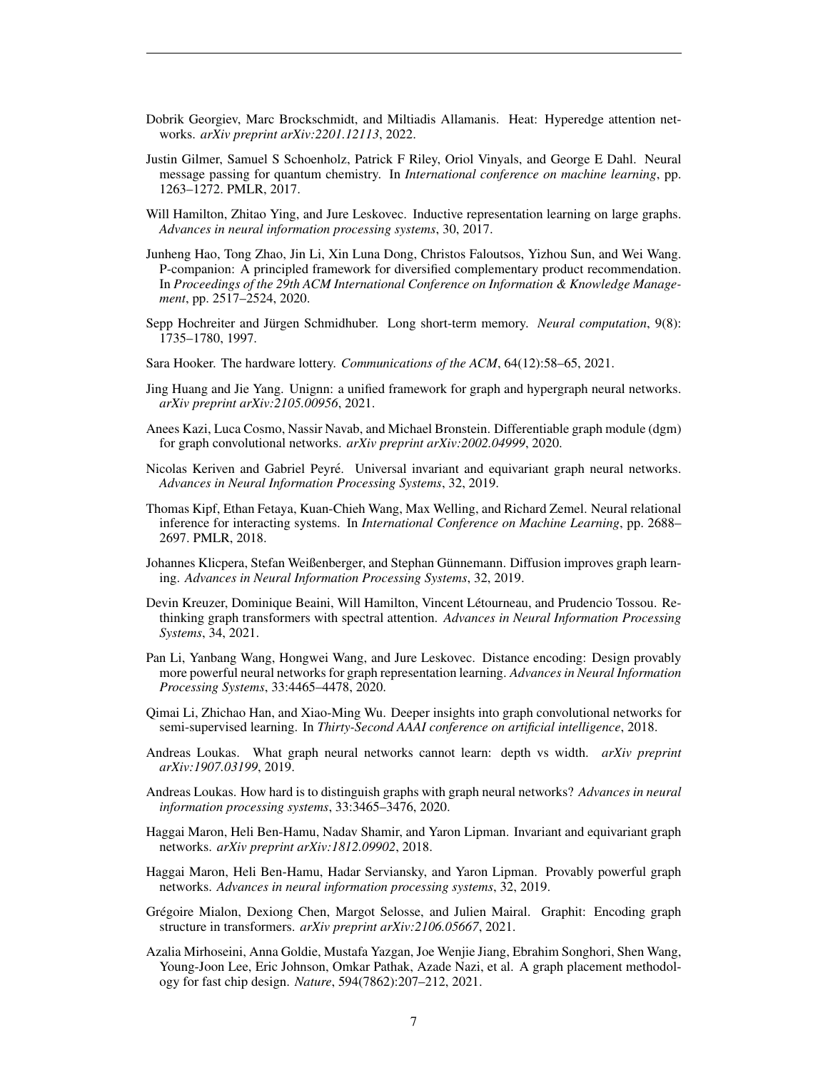Dobrik Georgiev, Marc Brockschmidt, and Miltiadis Allamanis. Heat: Hyperedge attention networks. *arXiv preprint arXiv:2201.12113*, 2022.

Justin Gilmer, Samuel S Schoenholz, Patrick F Riley, Oriol Vinyals, and George E Dahl. Neural message passing for quantum chemistry. In *International conference on machine learning*, pp. 1263–1272. PMLR, 2017.

Will Hamilton, Zhitao Ying, and Jure Leskovec. Inductive representation learning on large graphs. *Advances in neural information processing systems*, 30, 2017.

Junheng Hao, Tong Zhao, Jin Li, Xin Luna Dong, Christos Faloutsos, Yizhou Sun, and Wei Wang. P-companion: A principled framework for diversified complementary product recommendation. In *Proceedings of the 29th ACM International Conference on Information & Knowledge Management*, pp. 2517–2524, 2020.

Sepp Hochreiter and Jürgen Schmidhuber. Long short-term memory. *Neural computation*, 9(8): 1735–1780, 1997.

Sara Hooker. The hardware lottery. *Communications of the ACM*, 64(12):58–65, 2021.

Jing Huang and Jie Yang. Unignn: a unified framework for graph and hypergraph neural networks. *arXiv preprint arXiv:2105.00956*, 2021.

Anees Kazi, Luca Cosmo, Nassir Navab, and Michael Bronstein. Differentiable graph module (dgm) for graph convolutional networks. *arXiv preprint arXiv:2002.04999*, 2020.

Nicolas Keriven and Gabriel Peyré. Universal invariant and equivariant graph neural networks. *Advances in Neural Information Processing Systems*, 32, 2019.

Thomas Kipf, Ethan Fetaya, Kuan-Chieh Wang, Max Welling, and Richard Zemel. Neural relational inference for interacting systems. In *International Conference on Machine Learning*, pp. 2688–2697. PMLR, 2018.

Johannes Klicpera, Stefan Weißenberger, and Stephan Günnemann. Diffusion improves graph learning. *Advances in Neural Information Processing Systems*, 32, 2019.

Devin Kreuzer, Dominique Beaini, Will Hamilton, Vincent Létourneau, and Prudencio Tossou. Rethinking graph transformers with spectral attention. *Advances in Neural Information Processing Systems*, 34, 2021.

Pan Li, Yanbang Wang, Hongwei Wang, and Jure Leskovec. Distance encoding: Design provably more powerful neural networks for graph representation learning. *Advances in Neural Information Processing Systems*, 33:4465–4478, 2020.

Qimai Li, Zhichao Han, and Xiao-Ming Wu. Deeper insights into graph convolutional networks for semi-supervised learning. In *Thirty-Second AAAI conference on artificial intelligence*, 2018.

Andreas Loukas. What graph neural networks cannot learn: depth vs width. *arXiv preprint arXiv:1907.03199*, 2019.

Andreas Loukas. How hard is to distinguish graphs with graph neural networks? *Advances in neural information processing systems*, 33:3465–3476, 2020.

Haggai Maron, Heli Ben-Hamu, Nadav Shamir, and Yaron Lipman. Invariant and equivariant graph networks. *arXiv preprint arXiv:1812.09902*, 2018.

Haggai Maron, Heli Ben-Hamu, Hadar Serviansky, and Yaron Lipman. Provably powerful graph networks. *Advances in neural information processing systems*, 32, 2019.

Grégoire Mialon, Dexiong Chen, Margot Selosse, and Julien Mairal. Graphit: Encoding graph structure in transformers. *arXiv preprint arXiv:2106.05667*, 2021.

Azalia Mirhoseini, Anna Goldie, Mustafa Yazgan, Joe Wenjie Jiang, Ebrahim Songhori, Shen Wang, Young-Joon Lee, Eric Johnson, Omkar Pathak, Azade Nazi, et al. A graph placement methodology for fast chip design. *Nature*, 594(7862):207–212, 2021.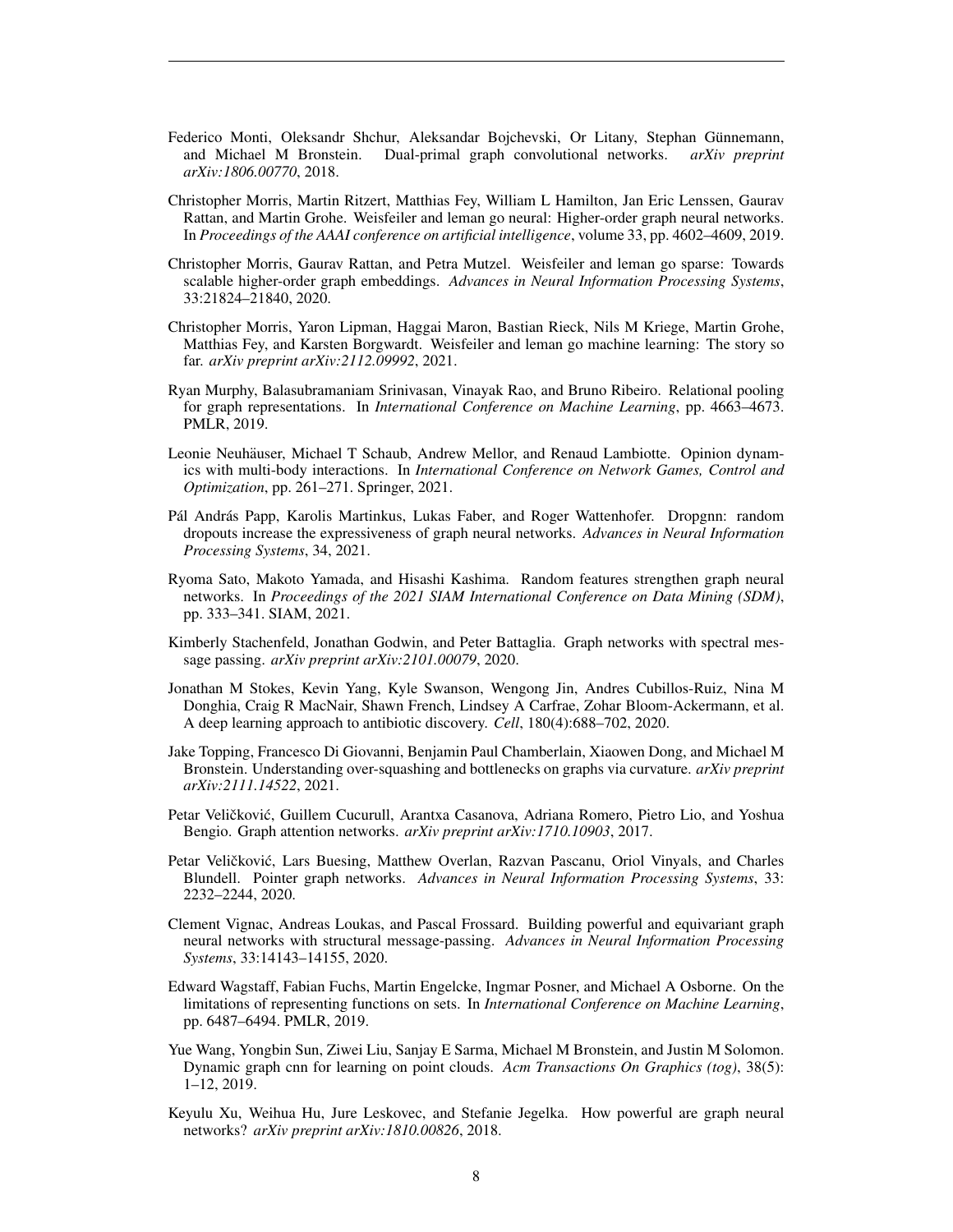Federico Monti, Oleksandr Shchur, Aleksandar Bojchevski, Or Litany, Stephan Günnemann, and Michael M Bronstein. Dual-primal graph convolutional networks. *arXiv preprint arXiv:1806.00770*, 2018.

Christopher Morris, Martin Ritzert, Matthias Fey, William L Hamilton, Jan Eric Lenssen, Gaurav Rattan, and Martin Grohe. Weisfeiler and leman go neural: Higher-order graph neural networks. In *Proceedings of the AAAI conference on artificial intelligence*, volume 33, pp. 4602–4609, 2019.

Christopher Morris, Gaurav Rattan, and Petra Mutzel. Weisfeiler and leman go sparse: Towards scalable higher-order graph embeddings. *Advances in Neural Information Processing Systems*, 33:21824–21840, 2020.

Christopher Morris, Yaron Lipman, Haggai Maron, Bastian Rieck, Nils M Kriege, Martin Grohe, Matthias Fey, and Karsten Borgwardt. Weisfeiler and leman go machine learning: The story so far. *arXiv preprint arXiv:2112.09992*, 2021.

Ryan Murphy, Balasubramaniam Srinivasan, Vinayak Rao, and Bruno Ribeiro. Relational pooling for graph representations. In *International Conference on Machine Learning*, pp. 4663–4673. PMLR, 2019.

Leonie Neuhäuser, Michael T Schaub, Andrew Mellor, and Renaud Lambiotte. Opinion dynamics with multi-body interactions. In *International Conference on Network Games, Control and Optimization*, pp. 261–271. Springer, 2021.

Pál András Papp, Karolis Martinkus, Lukas Faber, and Roger Wattenhofer. Dropgnn: random dropouts increase the expressiveness of graph neural networks. *Advances in Neural Information Processing Systems*, 34, 2021.

Ryoma Sato, Makoto Yamada, and Hisashi Kashima. Random features strengthen graph neural networks. In *Proceedings of the 2021 SIAM International Conference on Data Mining (SDM)*, pp. 333–341. SIAM, 2021.

Kimberly Stachenfeld, Jonathan Godwin, and Peter Battaglia. Graph networks with spectral message passing. *arXiv preprint arXiv:2101.00079*, 2020.

Jonathan M Stokes, Kevin Yang, Kyle Swanson, Wengong Jin, Andres Cubillos-Ruiz, Nina M Donghia, Craig R MacNair, Shawn French, Lindsey A Carfrae, Zohar Bloom-Ackermann, et al. A deep learning approach to antibiotic discovery. *Cell*, 180(4):688–702, 2020.

Jake Topping, Francesco Di Giovanni, Benjamin Paul Chamberlain, Xiaowen Dong, and Michael M Bronstein. Understanding over-squashing and bottlenecks on graphs via curvature. *arXiv preprint arXiv:2111.14522*, 2021.

Petar Veličković, Guillem Cucurull, Arantxa Casanova, Adriana Romero, Pietro Lio, and Yoshua Bengio. Graph attention networks. *arXiv preprint arXiv:1710.10903*, 2017.

Petar Veličković, Lars Buesing, Matthew Overlan, Razvan Pascanu, Oriol Vinyals, and Charles Blundell. Pointer graph networks. *Advances in Neural Information Processing Systems*, 33: 2232–2244, 2020.

Clement Vignac, Andreas Loukas, and Pascal Frossard. Building powerful and equivariant graph neural networks with structural message-passing. *Advances in Neural Information Processing Systems*, 33:14143–14155, 2020.

Edward Wagstaff, Fabian Fuchs, Martin Engelcke, Ingmar Posner, and Michael A Osborne. On the limitations of representing functions on sets. In *International Conference on Machine Learning*, pp. 6487–6494. PMLR, 2019.

Yue Wang, Yongbin Sun, Ziwei Liu, Sanjay E Sarma, Michael M Bronstein, and Justin M Solomon. Dynamic graph cnn for learning on point clouds. *Acm Transactions On Graphics (tog)*, 38(5): 1–12, 2019.

Keyulu Xu, Weihua Hu, Jure Leskovec, and Stefanie Jegelka. How powerful are graph neural networks? *arXiv preprint arXiv:1810.00826*, 2018.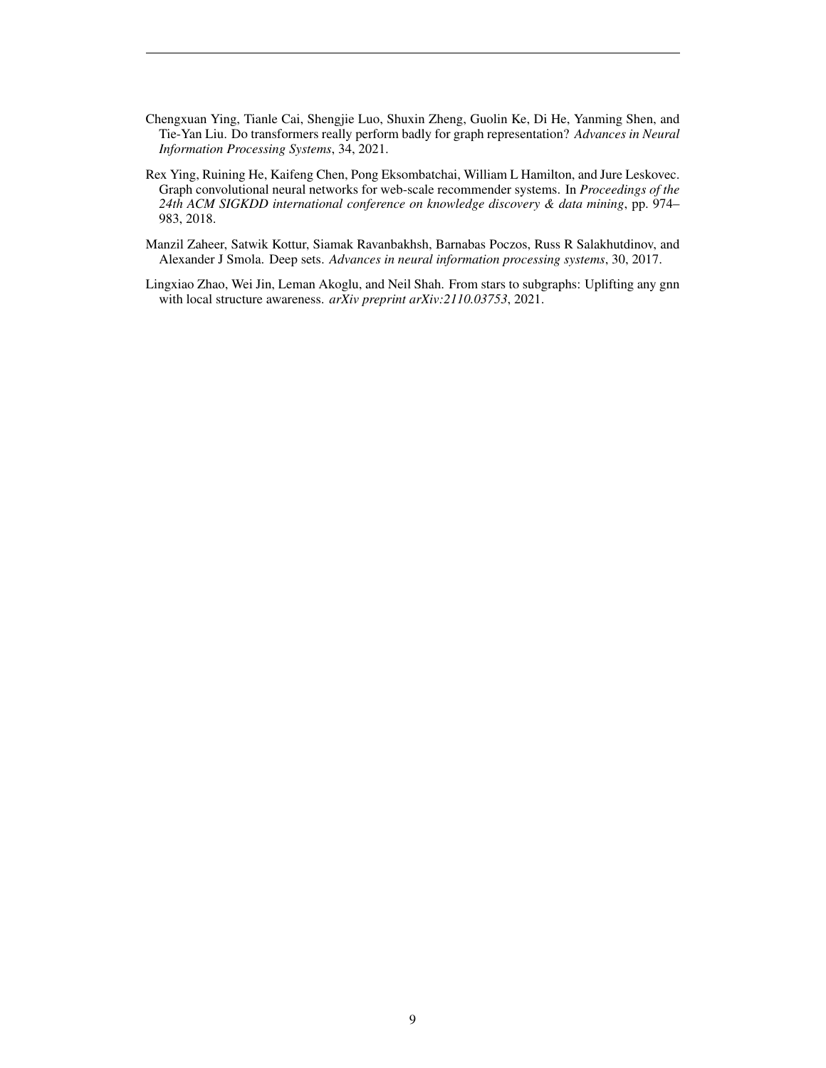Chengxuan Ying, Tianle Cai, Shengjie Luo, Shuxin Zheng, Guolin Ke, Di He, Yanming Shen, and Tie-Yan Liu. Do transformers really perform badly for graph representation? *Advances in Neural Information Processing Systems*, 34, 2021.

Rex Ying, Ruining He, Kaifeng Chen, Pong Eksombatchai, William L Hamilton, and Jure Leskovec. Graph convolutional neural networks for web-scale recommender systems. In *Proceedings of the 24th ACM SIGKDD international conference on knowledge discovery & data mining*, pp. 974–983, 2018.

Manzil Zaheer, Satwik Kottur, Siamak Ravanbakhsh, Barnabas Poczos, Russ R Salakhutdinov, and Alexander J Smola. Deep sets. *Advances in neural information processing systems*, 30, 2017.

Lingxiao Zhao, Wei Jin, Leman Akoglu, and Neil Shah. From stars to subgraphs: Uplifting any gnn with local structure awareness. *arXiv preprint arXiv:2110.03753*, 2021.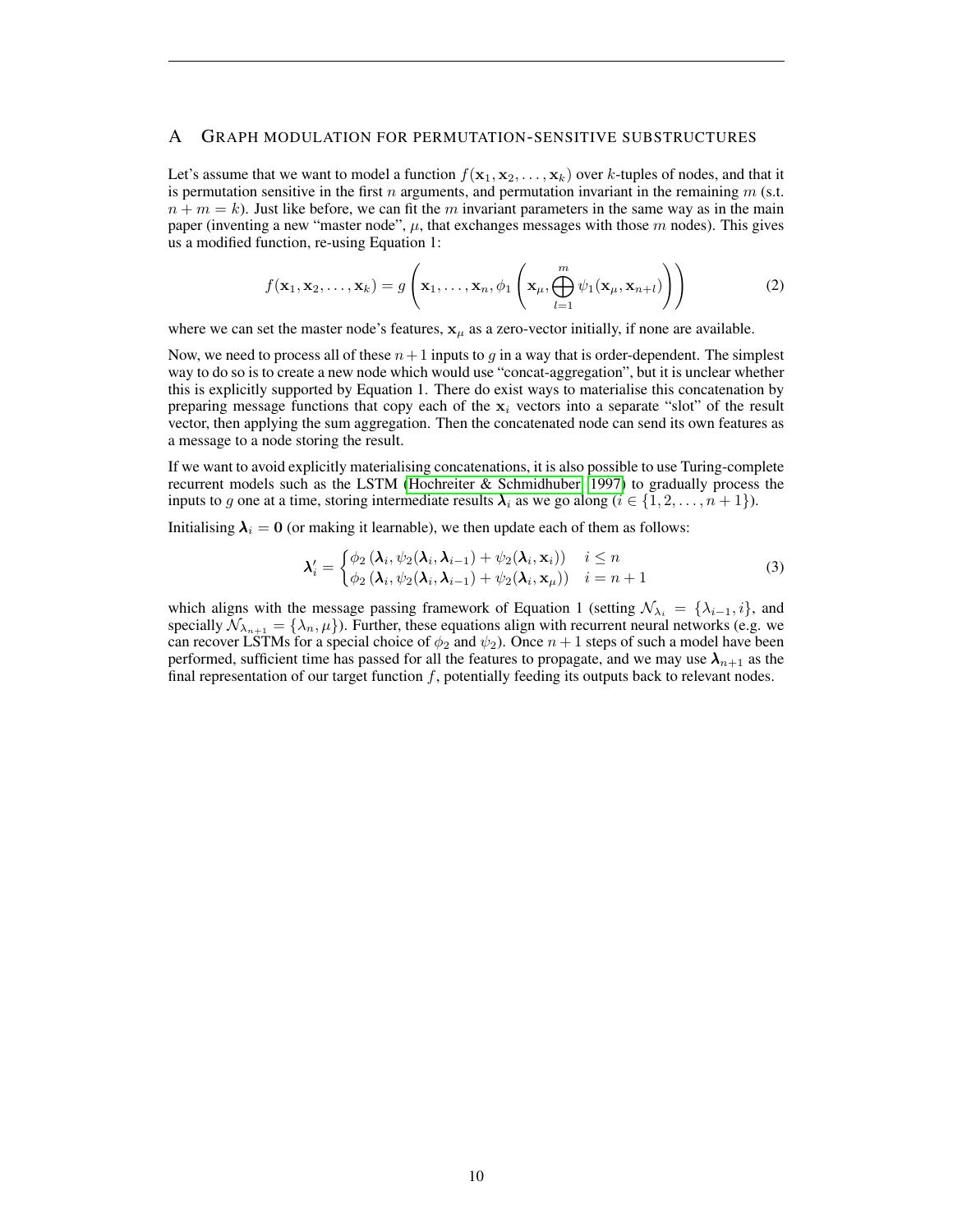# A Graph modulation for permutation-sensitive substructures

Let's assume that we want to model a function $f(\mathbf{x}_1, \mathbf{x}_2, \ldots, \mathbf{x}_k)$ over $k$-tuples of nodes, and that it is permutation sensitive in the first $n$ arguments, and permutation invariant in the remaining $m$ (s.t. $n + m = k$). Just like before, we can fit the $m$ invariant parameters in the same way as in the main paper (inventing a new "master node", $\mu$, that exchanges messages with those $m$ nodes). This gives us a modified function, re-using Equation 1:

$$f(\mathbf{x}_1, \mathbf{x}_2, \ldots, \mathbf{x}_k) = g\left(\mathbf{x}_1, \ldots, \mathbf{x}_n, \phi_1\left(\mathbf{x}_\mu, \bigoplus_{l=1}^{m} \psi_1(\mathbf{x}_\mu, \mathbf{x}_{n+l})\right)\right) \tag{2}$$

where we can set the master node's features, $\mathbf{x}_\mu$ as a zero-vector initially, if none are available.

Now, we need to process all of these $n+1$ inputs to $g$ in a way that is order-dependent. The simplest way to do so is to create a new node which would use "concat-aggregation", but it is unclear whether this is explicitly supported by Equation 1. There do exist ways to materialise this concatenation by preparing message functions that copy each of the $\mathbf{x}_i$ vectors into a separate "slot" of the result vector, then applying the sum aggregation. Then the concatenated node can send its own features as a message to a node storing the result.

If we want to avoid explicitly materialising concatenations, it is also possible to use Turing-complete recurrent models such as the LSTM (Hochreiter & Schmidhuber, 1997) to gradually process the inputs to $g$ one at a time, storing intermediate results $\boldsymbol{\lambda}_i$ as we go along ($i \in \{1, 2, \ldots, n+1\}$).

Initialising $\boldsymbol{\lambda}_i = \mathbf{0}$ (or making it learnable), we then update each of them as follows:

$$\boldsymbol{\lambda}'_i = \begin{cases} \phi_2\left(\boldsymbol{\lambda}_i, \psi_2(\boldsymbol{\lambda}_i, \boldsymbol{\lambda}_{i-1}) + \psi_2(\boldsymbol{\lambda}_i, \mathbf{x}_i)\right) & i \leq n \\ \phi_2\left(\boldsymbol{\lambda}_i, \psi_2(\boldsymbol{\lambda}_i, \boldsymbol{\lambda}_{i-1}) + \psi_2(\boldsymbol{\lambda}_i, \mathbf{x}_\mu)\right) & i = n+1 \end{cases} \tag{3}$$

which aligns with the message passing framework of Equation 1 (setting $\mathcal{N}_{\lambda_i} = \{\lambda_{i-1}, i\}$, and specially $\mathcal{N}_{\lambda_{n+1}} = \{\lambda_n, \mu\}$). Further, these equations align with recurrent neural networks (e.g. we can recover LSTMs for a special choice of $\phi_2$ and $\psi_2$). Once $n+1$ steps of such a model have been performed, sufficient time has passed for all the features to propagate, and we may use $\boldsymbol{\lambda}_{n+1}$ as the final representation of our target function $f$, potentially feeding its outputs back to relevant nodes.